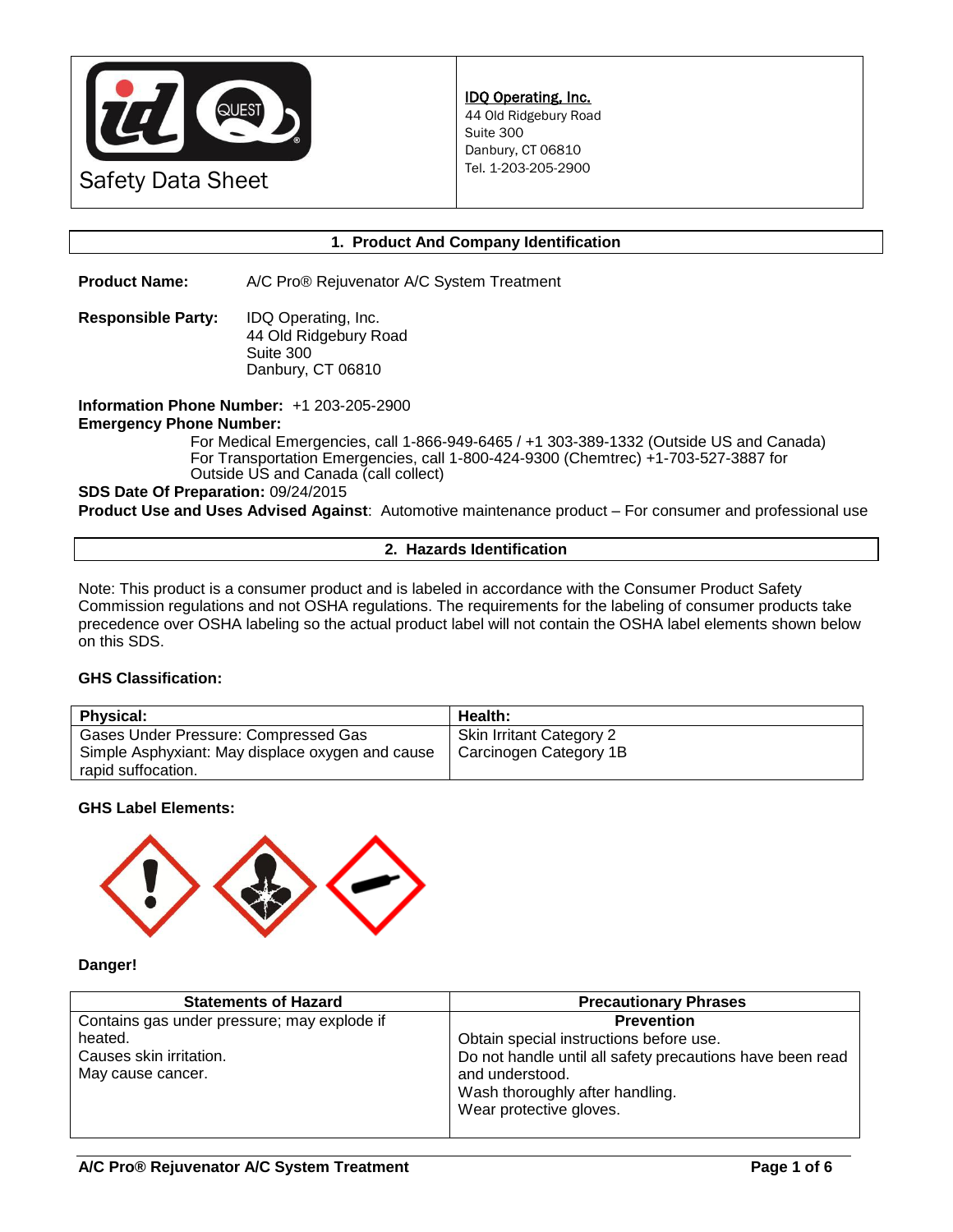Safety Data Sheet

**IDQ Operating, Inc.**
44 Old Ridgebury Road
Suite 300
Danbury, CT 06810
Tel. 1-203-205-2900

## 1. Product And Company Identification

**Product Name:** A/C Pro® Rejuvenator A/C System Treatment

**Responsible Party:** IDQ Operating, Inc.
44 Old Ridgebury Road
Suite 300
Danbury, CT 06810

**Information Phone Number:** +1 203-205-2900
**Emergency Phone Number:**
For Medical Emergencies, call 1-866-949-6465 / +1 303-389-1332 (Outside US and Canada)
For Transportation Emergencies, call 1-800-424-9300 (Chemtrec) +1-703-527-3887 for Outside US and Canada (call collect)

**SDS Date Of Preparation:** 09/24/2015
**Product Use and Uses Advised Against**: Automotive maintenance product – For consumer and professional use

## 2. Hazards Identification

Note: This product is a consumer product and is labeled in accordance with the Consumer Product Safety Commission regulations and not OSHA regulations. The requirements for the labeling of consumer products take precedence over OSHA labeling so the actual product label will not contain the OSHA label elements shown below on this SDS.

**GHS Classification:**

| Physical: | Health: |
|---|---|
| Gases Under Pressure: Compressed Gas<br>Simple Asphyxiant: May displace oxygen and cause rapid suffocation. | Skin Irritant Category 2<br>Carcinogen Category 1B |

**GHS Label Elements:**

**Danger!**

| Statements of Hazard | Precautionary Phrases |
|---|---|
| Contains gas under pressure; may explode if heated.<br>Causes skin irritation.<br>May cause cancer. | **Prevention**<br>Obtain special instructions before use.<br>Do not handle until all safety precautions have been read and understood.<br>Wash thoroughly after handling.<br>Wear protective gloves. |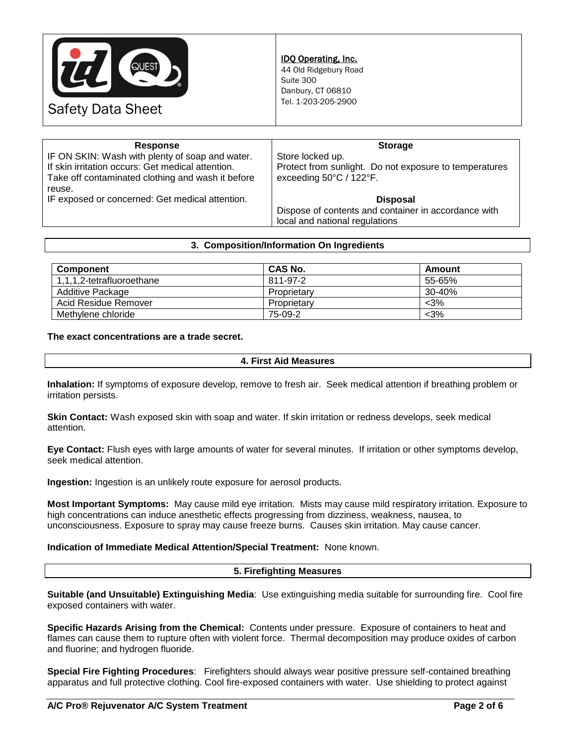| Response | Storage |
| --- | --- |
| IF ON SKIN: Wash with plenty of soap and water. If skin irritation occurs: Get medical attention. Take off contaminated clothing and wash it before reuse. IF exposed or concerned: Get medical attention. | Store locked up. Protect from sunlight. Do not exposure to temperatures exceeding 50°C / 122°F. **Disposal** Dispose of contents and container in accordance with local and national regulations |

## 3. Composition/Information On Ingredients

| Component | CAS No. | Amount |
| --- | --- | --- |
| 1,1,1,2-tetrafluoroethane | 811-97-2 | 55-65% |
| Additive Package | Proprietary | 30-40% |
| Acid Residue Remover | Proprietary | <3% |
| Methylene chloride | 75-09-2 | <3% |

**The exact concentrations are a trade secret.**

## 4. First Aid Measures

**Inhalation:** If symptoms of exposure develop, remove to fresh air. Seek medical attention if breathing problem or irritation persists.

**Skin Contact:** Wash exposed skin with soap and water. If skin irritation or redness develops, seek medical attention.

**Eye Contact:** Flush eyes with large amounts of water for several minutes. If irritation or other symptoms develop, seek medical attention.

**Ingestion:** Ingestion is an unlikely route exposure for aerosol products.

**Most Important Symptoms:** May cause mild eye irritation. Mists may cause mild respiratory irritation. Exposure to high concentrations can induce anesthetic effects progressing from dizziness, weakness, nausea, to unconsciousness. Exposure to spray may cause freeze burns. Causes skin irritation. May cause cancer.

**Indication of Immediate Medical Attention/Special Treatment:** None known.

## 5. Firefighting Measures

**Suitable (and Unsuitable) Extinguishing Media**: Use extinguishing media suitable for surrounding fire. Cool fire exposed containers with water.

**Specific Hazards Arising from the Chemical:** Contents under pressure. Exposure of containers to heat and flames can cause them to rupture often with violent force. Thermal decomposition may produce oxides of carbon and fluorine; and hydrogen fluoride.

**Special Fire Fighting Procedures**: Firefighters should always wear positive pressure self-contained breathing apparatus and full protective clothing. Cool fire-exposed containers with water. Use shielding to protect against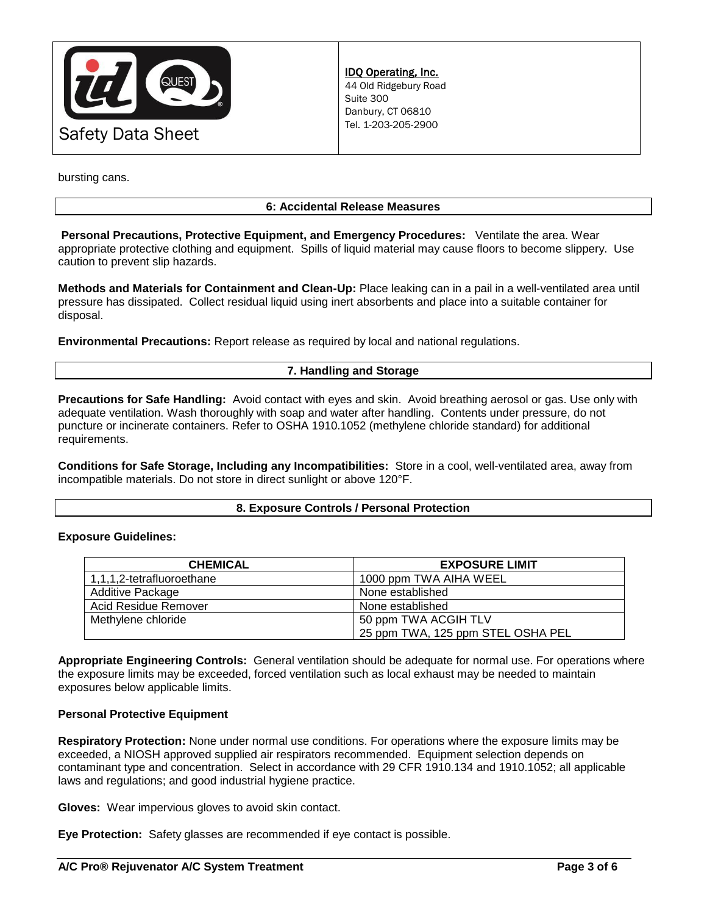bursting cans.

## 6: Accidental Release Measures

**Personal Precautions, Protective Equipment, and Emergency Procedures:** Ventilate the area. Wear appropriate protective clothing and equipment. Spills of liquid material may cause floors to become slippery. Use caution to prevent slip hazards.

**Methods and Materials for Containment and Clean-Up:** Place leaking can in a pail in a well-ventilated area until pressure has dissipated. Collect residual liquid using inert absorbents and place into a suitable container for disposal.

**Environmental Precautions:** Report release as required by local and national regulations.

## 7. Handling and Storage

**Precautions for Safe Handling:** Avoid contact with eyes and skin. Avoid breathing aerosol or gas. Use only with adequate ventilation. Wash thoroughly with soap and water after handling. Contents under pressure, do not puncture or incinerate containers. Refer to OSHA 1910.1052 (methylene chloride standard) for additional requirements.

**Conditions for Safe Storage, Including any Incompatibilities:** Store in a cool, well-ventilated area, away from incompatible materials. Do not store in direct sunlight or above 120°F.

## 8. Exposure Controls / Personal Protection

**Exposure Guidelines:**

| CHEMICAL | EXPOSURE LIMIT |
|---|---|
| 1,1,1,2-tetrafluoroethane | 1000 ppm TWA AIHA WEEL |
| Additive Package | None established |
| Acid Residue Remover | None established |
| Methylene chloride | 50 ppm TWA ACGIH TLV<br>25 ppm TWA, 125 ppm STEL OSHA PEL |

**Appropriate Engineering Controls:** General ventilation should be adequate for normal use. For operations where the exposure limits may be exceeded, forced ventilation such as local exhaust may be needed to maintain exposures below applicable limits.

**Personal Protective Equipment**

**Respiratory Protection:** None under normal use conditions. For operations where the exposure limits may be exceeded, a NIOSH approved supplied air respirators recommended. Equipment selection depends on contaminant type and concentration. Select in accordance with 29 CFR 1910.134 and 1910.1052; all applicable laws and regulations; and good industrial hygiene practice.

**Gloves:** Wear impervious gloves to avoid skin contact.

**Eye Protection:** Safety glasses are recommended if eye contact is possible.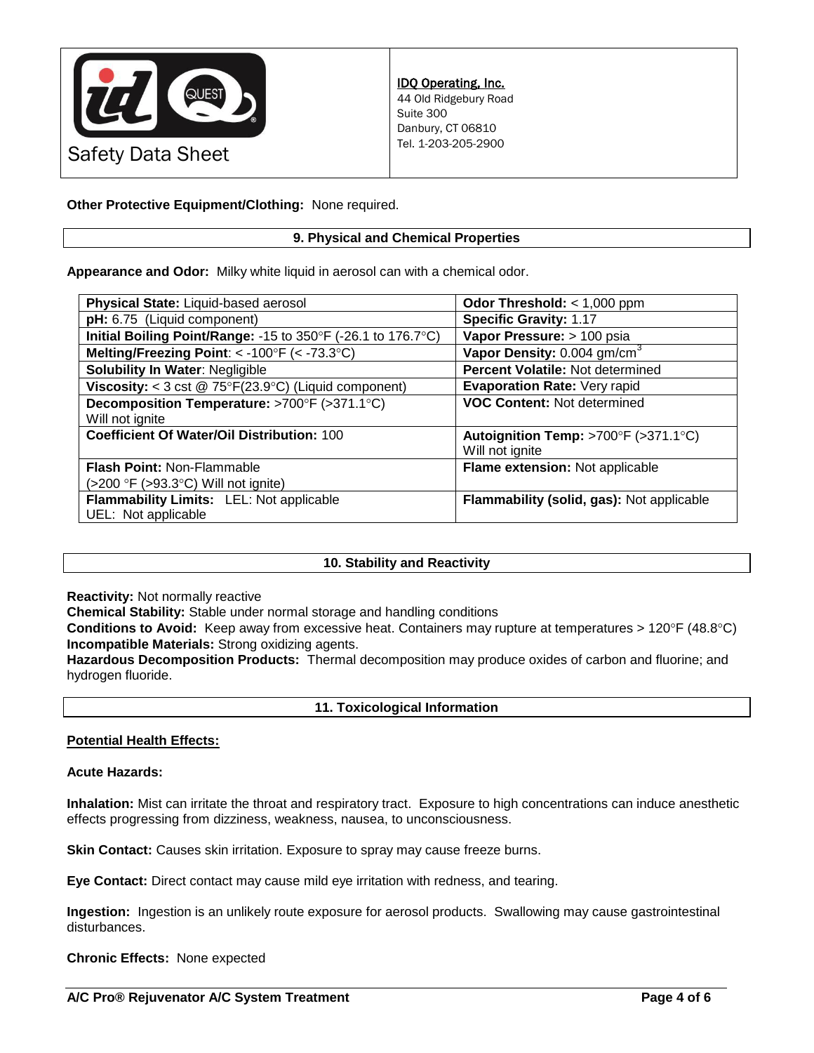**Other Protective Equipment/Clothing:** None required.

## 9. Physical and Chemical Properties

**Appearance and Odor:** Milky white liquid in aerosol can with a chemical odor.

| | |
|---|---|
| **Physical State:** Liquid-based aerosol | **Odor Threshold:** < 1,000 ppm |
| **pH:** 6.75 (Liquid component) | **Specific Gravity:** 1.17 |
| **Initial Boiling Point/Range:** -15 to 350°F (-26.1 to 176.7°C) | **Vapor Pressure:** > 100 psia |
| **Melting/Freezing Point**: < -100°F (< -73.3°C) | **Vapor Density:** 0.004 gm/cm$^3$ |
| **Solubility In Water**: Negligible | **Percent Volatile:** Not determined |
| **Viscosity:** < 3 cst @ 75°F(23.9°C) (Liquid component) | **Evaporation Rate:** Very rapid |
| **Decomposition Temperature:** >700°F (>371.1°C) Will not ignite | **VOC Content:** Not determined |
| **Coefficient Of Water/Oil Distribution:** 100 | **Autoignition Temp:** >700°F (>371.1°C) Will not ignite |
| **Flash Point:** Non-Flammable (>200 °F (>93.3°C) Will not ignite) | **Flame extension:** Not applicable |
| **Flammability Limits:** LEL: Not applicable UEL: Not applicable | **Flammability (solid, gas):** Not applicable |

## 10. Stability and Reactivity

**Reactivity:** Not normally reactive
**Chemical Stability:** Stable under normal storage and handling conditions
**Conditions to Avoid:** Keep away from excessive heat. Containers may rupture at temperatures > 120°F (48.8°C)
**Incompatible Materials:** Strong oxidizing agents.
**Hazardous Decomposition Products:** Thermal decomposition may produce oxides of carbon and fluorine; and hydrogen fluoride.

## 11. Toxicological Information

**Potential Health Effects:**

**Acute Hazards:**

**Inhalation:** Mist can irritate the throat and respiratory tract. Exposure to high concentrations can induce anesthetic effects progressing from dizziness, weakness, nausea, to unconsciousness.

**Skin Contact:** Causes skin irritation. Exposure to spray may cause freeze burns.

**Eye Contact:** Direct contact may cause mild eye irritation with redness, and tearing.

**Ingestion:** Ingestion is an unlikely route exposure for aerosol products. Swallowing may cause gastrointestinal disturbances.

**Chronic Effects:** None expected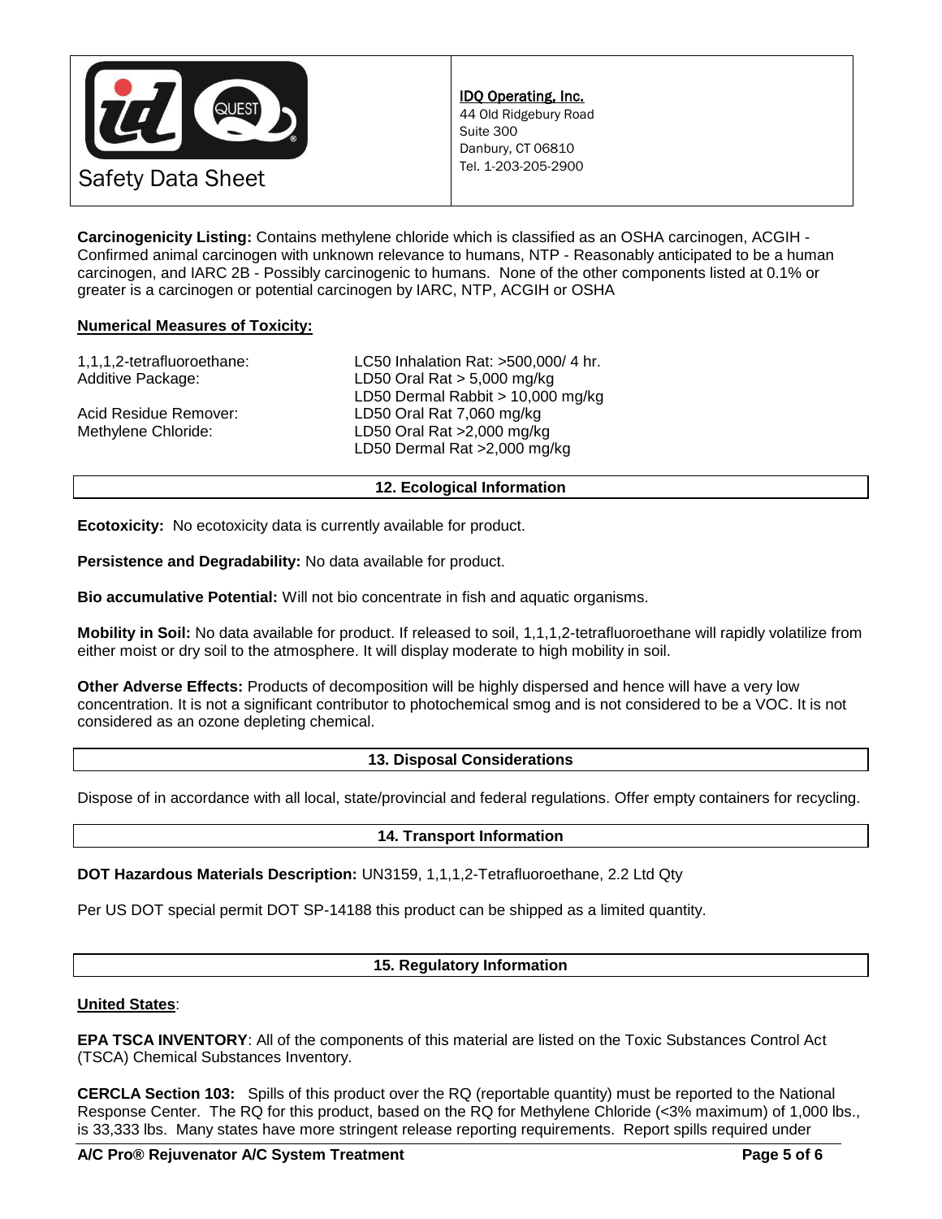**Carcinogenicity Listing:** Contains methylene chloride which is classified as an OSHA carcinogen, ACGIH - Confirmed animal carcinogen with unknown relevance to humans, NTP - Reasonably anticipated to be a human carcinogen, and IARC 2B - Possibly carcinogenic to humans. None of the other components listed at 0.1% or greater is a carcinogen or potential carcinogen by IARC, NTP, ACGIH or OSHA

**Numerical Measures of Toxicity:**

| | |
|---|---|
| 1,1,1,2-tetrafluoroethane: | LC50 Inhalation Rat: >500,000/ 4 hr. |
| Additive Package: | LD50 Oral Rat > 5,000 mg/kg |
| | LD50 Dermal Rabbit > 10,000 mg/kg |
| Acid Residue Remover: | LD50 Oral Rat 7,060 mg/kg |
| Methylene Chloride: | LD50 Oral Rat >2,000 mg/kg |
| | LD50 Dermal Rat >2,000 mg/kg |

## 12. Ecological Information

**Ecotoxicity:** No ecotoxicity data is currently available for product.

**Persistence and Degradability:** No data available for product.

**Bio accumulative Potential:** Will not bio concentrate in fish and aquatic organisms.

**Mobility in Soil:** No data available for product. If released to soil, 1,1,1,2-tetrafluoroethane will rapidly volatilize from either moist or dry soil to the atmosphere. It will display moderate to high mobility in soil.

**Other Adverse Effects:** Products of decomposition will be highly dispersed and hence will have a very low concentration. It is not a significant contributor to photochemical smog and is not considered to be a VOC. It is not considered as an ozone depleting chemical.

## 13. Disposal Considerations

Dispose of in accordance with all local, state/provincial and federal regulations. Offer empty containers for recycling.

## 14. Transport Information

**DOT Hazardous Materials Description:** UN3159, 1,1,1,2-Tetrafluoroethane, 2.2 Ltd Qty

Per US DOT special permit DOT SP-14188 this product can be shipped as a limited quantity.

## 15. Regulatory Information

**United States**:

**EPA TSCA INVENTORY**: All of the components of this material are listed on the Toxic Substances Control Act (TSCA) Chemical Substances Inventory.

**CERCLA Section 103:** Spills of this product over the RQ (reportable quantity) must be reported to the National Response Center. The RQ for this product, based on the RQ for Methylene Chloride (<3% maximum) of 1,000 lbs., is 33,333 lbs. Many states have more stringent release reporting requirements. Report spills required under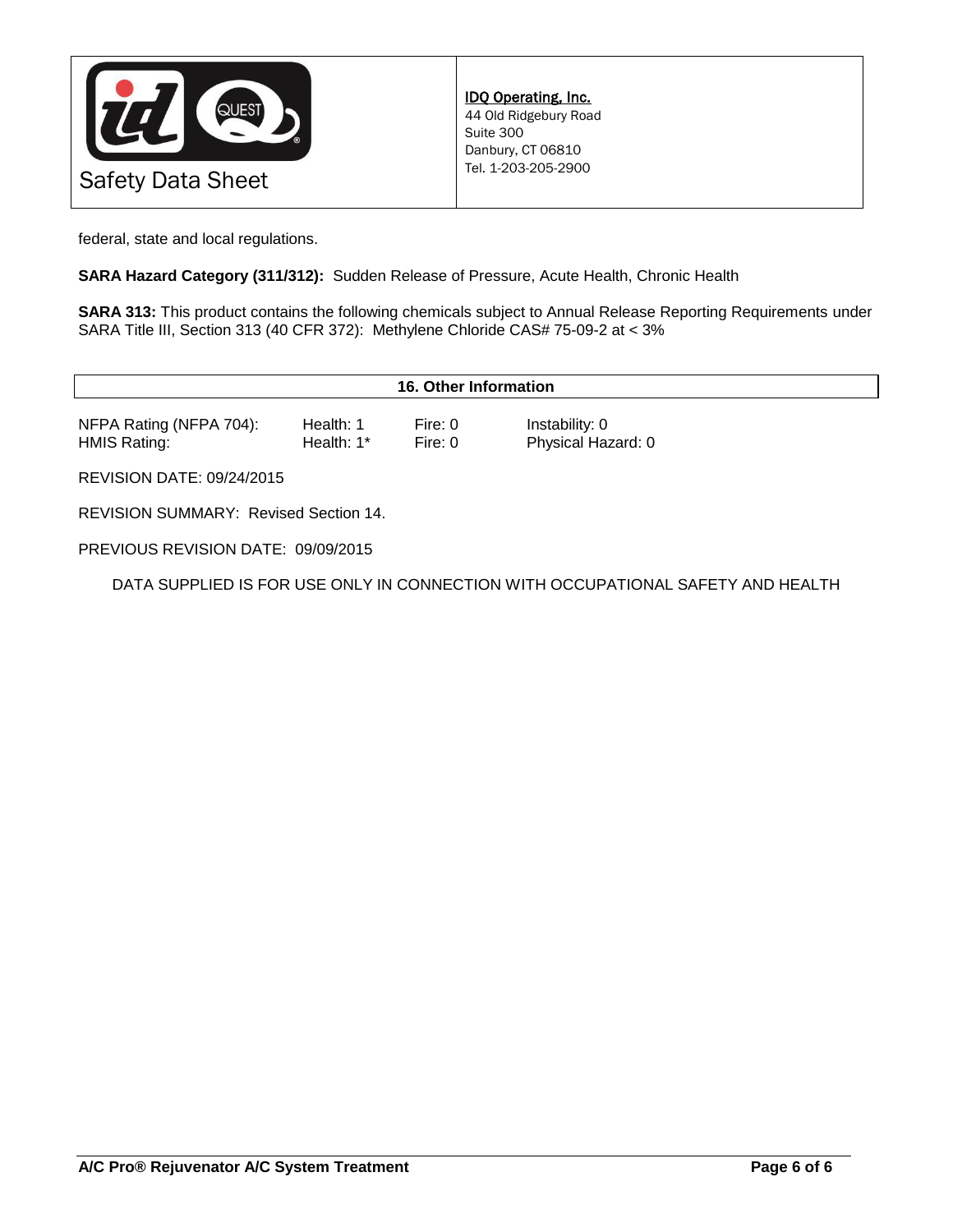federal, state and local regulations.

**SARA Hazard Category (311/312):** Sudden Release of Pressure, Acute Health, Chronic Health

**SARA 313:** This product contains the following chemicals subject to Annual Release Reporting Requirements under SARA Title III, Section 313 (40 CFR 372): Methylene Chloride CAS# 75-09-2 at < 3%

## 16. Other Information

| | | | |
|---|---|---|---|
| NFPA Rating (NFPA 704): | Health: 1 | Fire: 0 | Instability: 0 |
| HMIS Rating: | Health: 1* | Fire: 0 | Physical Hazard: 0 |

REVISION DATE: 09/24/2015

REVISION SUMMARY: Revised Section 14.

PREVIOUS REVISION DATE: 09/09/2015

DATA SUPPLIED IS FOR USE ONLY IN CONNECTION WITH OCCUPATIONAL SAFETY AND HEALTH